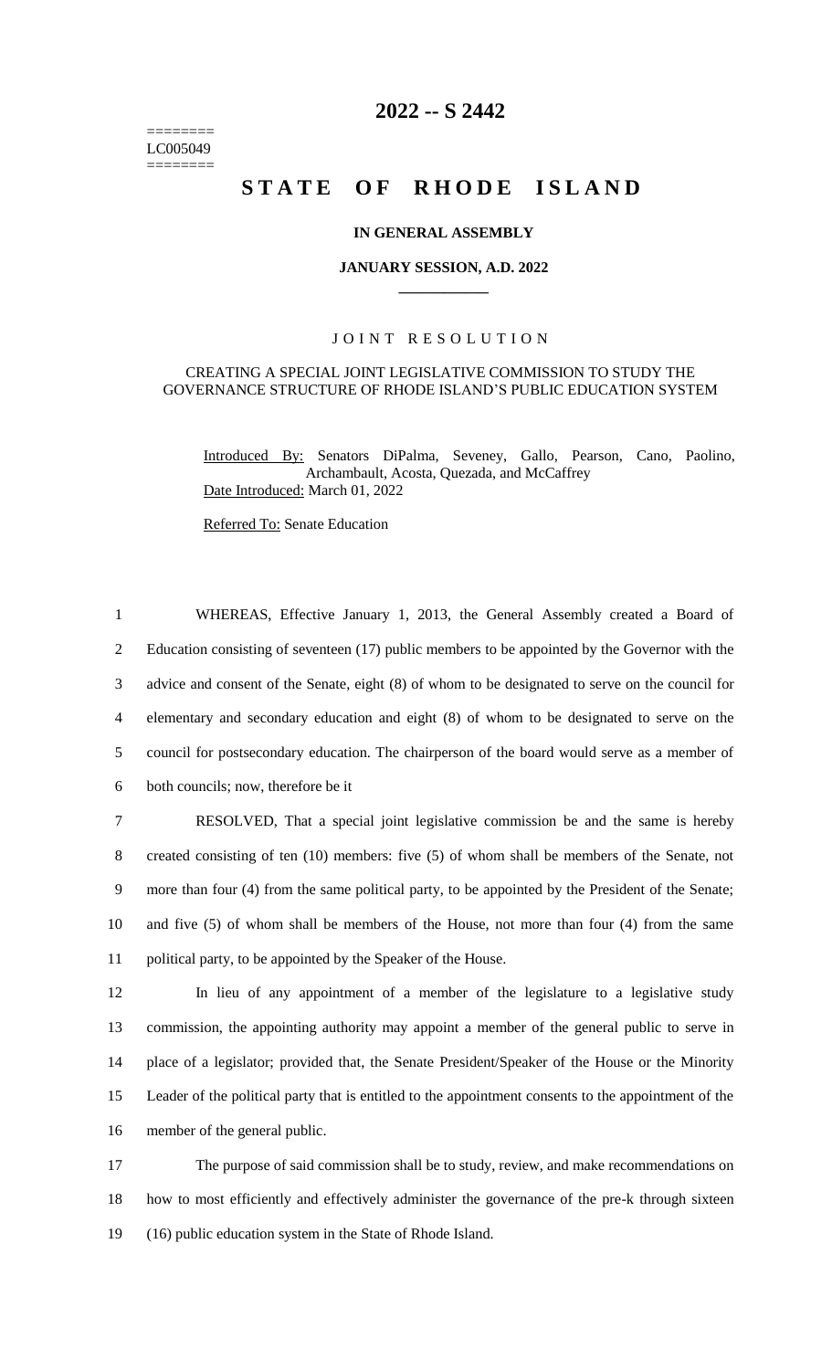========
LC005049
========

# 2022 -- S 2442

# STATE OF RHODE ISLAND

### IN GENERAL ASSEMBLY

### JANUARY SESSION, A.D. 2022

---

## JOINT RESOLUTION

### CREATING A SPECIAL JOINT LEGISLATIVE COMMISSION TO STUDY THE GOVERNANCE STRUCTURE OF RHODE ISLAND'S PUBLIC EDUCATION SYSTEM

Introduced By: Senators DiPalma, Seveney, Gallo, Pearson, Cano, Paolino, Archambault, Acosta, Quezada, and McCaffrey

Date Introduced: March 01, 2022

Referred To: Senate Education

1 WHEREAS, Effective January 1, 2013, the General Assembly created a Board of
2 Education consisting of seventeen (17) public members to be appointed by the Governor with the
3 advice and consent of the Senate, eight (8) of whom to be designated to serve on the council for
4 elementary and secondary education and eight (8) of whom to be designated to serve on the
5 council for postsecondary education. The chairperson of the board would serve as a member of
6 both councils; now, therefore be it

7 RESOLVED, That a special joint legislative commission be and the same is hereby
8 created consisting of ten (10) members: five (5) of whom shall be members of the Senate, not
9 more than four (4) from the same political party, to be appointed by the President of the Senate;
10 and five (5) of whom shall be members of the House, not more than four (4) from the same
11 political party, to be appointed by the Speaker of the House.

12 In lieu of any appointment of a member of the legislature to a legislative study
13 commission, the appointing authority may appoint a member of the general public to serve in
14 place of a legislator; provided that, the Senate President/Speaker of the House or the Minority
15 Leader of the political party that is entitled to the appointment consents to the appointment of the
16 member of the general public.

17 The purpose of said commission shall be to study, review, and make recommendations on
18 how to most efficiently and effectively administer the governance of the pre-k through sixteen
19 (16) public education system in the State of Rhode Island.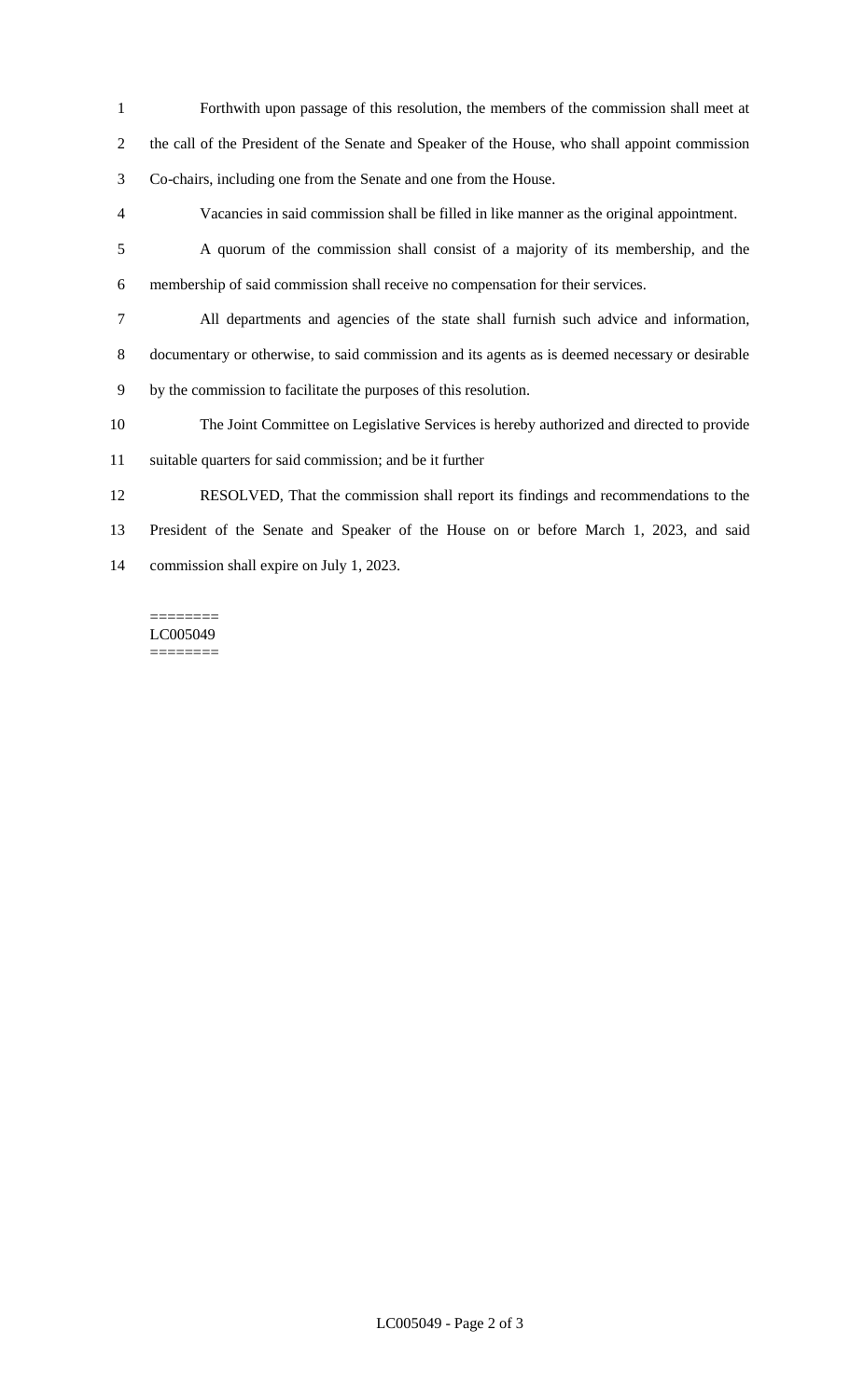Forthwith upon passage of this resolution, the members of the commission shall meet at the call of the President of the Senate and Speaker of the House, who shall appoint commission Co-chairs, including one from the Senate and one from the House.

Vacancies in said commission shall be filled in like manner as the original appointment.

A quorum of the commission shall consist of a majority of its membership, and the membership of said commission shall receive no compensation for their services.

All departments and agencies of the state shall furnish such advice and information, documentary or otherwise, to said commission and its agents as is deemed necessary or desirable by the commission to facilitate the purposes of this resolution.

The Joint Committee on Legislative Services is hereby authorized and directed to provide suitable quarters for said commission; and be it further

RESOLVED, That the commission shall report its findings and recommendations to the President of the Senate and Speaker of the House on or before March 1, 2023, and said commission shall expire on July 1, 2023.

========
LC005049
========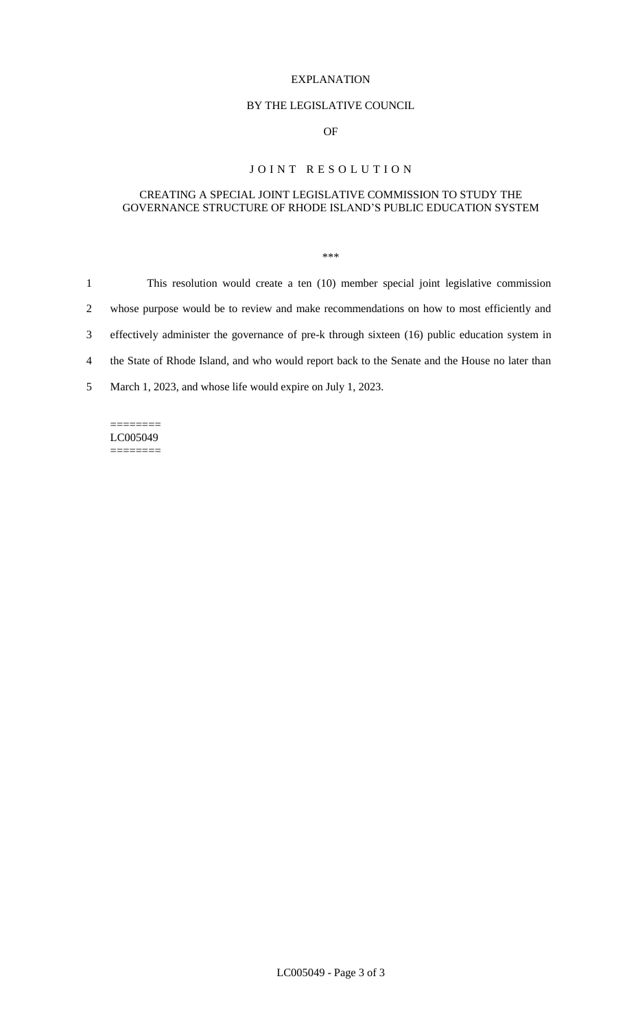EXPLANATION

BY THE LEGISLATIVE COUNCIL

OF

JOINT RESOLUTION

CREATING A SPECIAL JOINT LEGISLATIVE COMMISSION TO STUDY THE GOVERNANCE STRUCTURE OF RHODE ISLAND'S PUBLIC EDUCATION SYSTEM

***

1 This resolution would create a ten (10) member special joint legislative commission
2 whose purpose would be to review and make recommendations on how to most efficiently and
3 effectively administer the governance of pre-k through sixteen (16) public education system in
4 the State of Rhode Island, and who would report back to the Senate and the House no later than
5 March 1, 2023, and whose life would expire on July 1, 2023.

========
LC005049
========